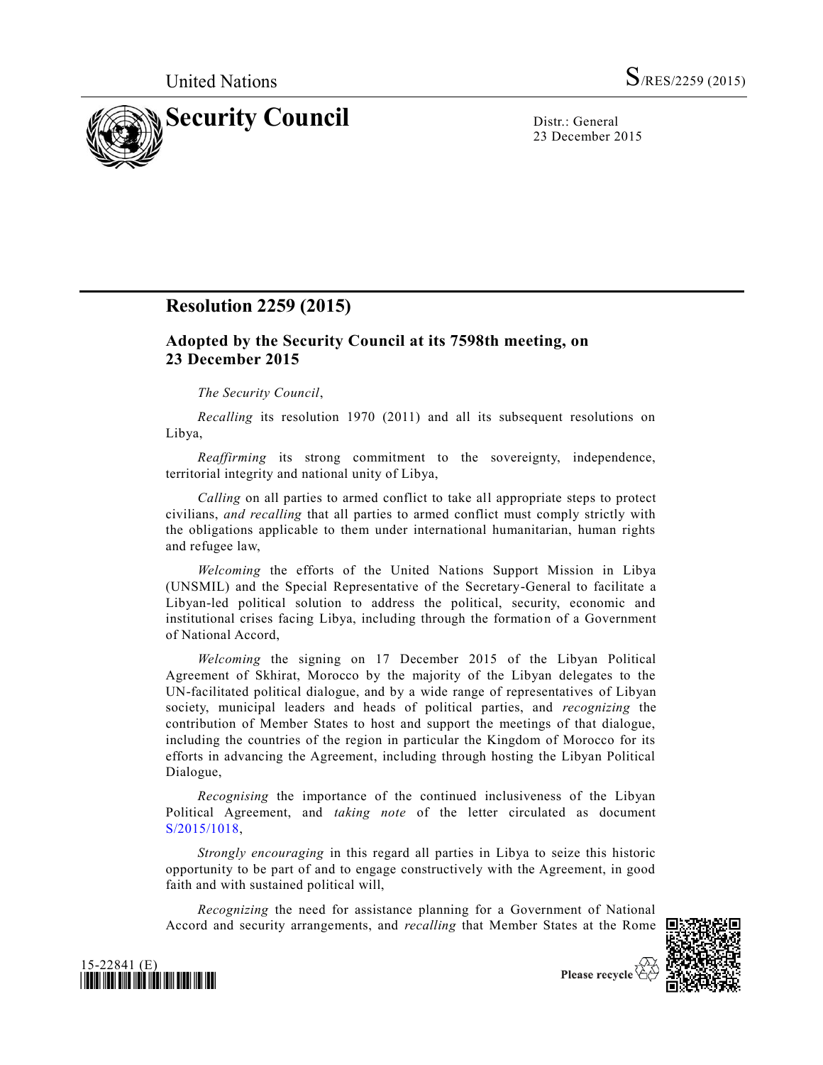United Nations S/RES/2259 (2015)

# Security Council

Distr.: General
23 December 2015

## Resolution 2259 (2015)

### Adopted by the Security Council at its 7598th meeting, on 23 December 2015

*The Security Council*,

*Recalling* its resolution 1970 (2011) and all its subsequent resolutions on Libya,

*Reaffirming* its strong commitment to the sovereignty, independence, territorial integrity and national unity of Libya,

*Calling* on all parties to armed conflict to take all appropriate steps to protect civilians, *and recalling* that all parties to armed conflict must comply strictly with the obligations applicable to them under international humanitarian, human rights and refugee law,

*Welcoming* the efforts of the United Nations Support Mission in Libya (UNSMIL) and the Special Representative of the Secretary-General to facilitate a Libyan-led political solution to address the political, security, economic and institutional crises facing Libya, including through the formation of a Government of National Accord,

*Welcoming* the signing on 17 December 2015 of the Libyan Political Agreement of Skhirat, Morocco by the majority of the Libyan delegates to the UN-facilitated political dialogue, and by a wide range of representatives of Libyan society, municipal leaders and heads of political parties, and *recognizing* the contribution of Member States to host and support the meetings of that dialogue, including the countries of the region in particular the Kingdom of Morocco for its efforts in advancing the Agreement, including through hosting the Libyan Political Dialogue,

*Recognising* the importance of the continued inclusiveness of the Libyan Political Agreement, and *taking note* of the letter circulated as document S/2015/1018,

*Strongly encouraging* in this regard all parties in Libya to seize this historic opportunity to be part of and to engage constructively with the Agreement, in good faith and with sustained political will,

*Recognizing* the need for assistance planning for a Government of National Accord and security arrangements, and *recalling* that Member States at the Rome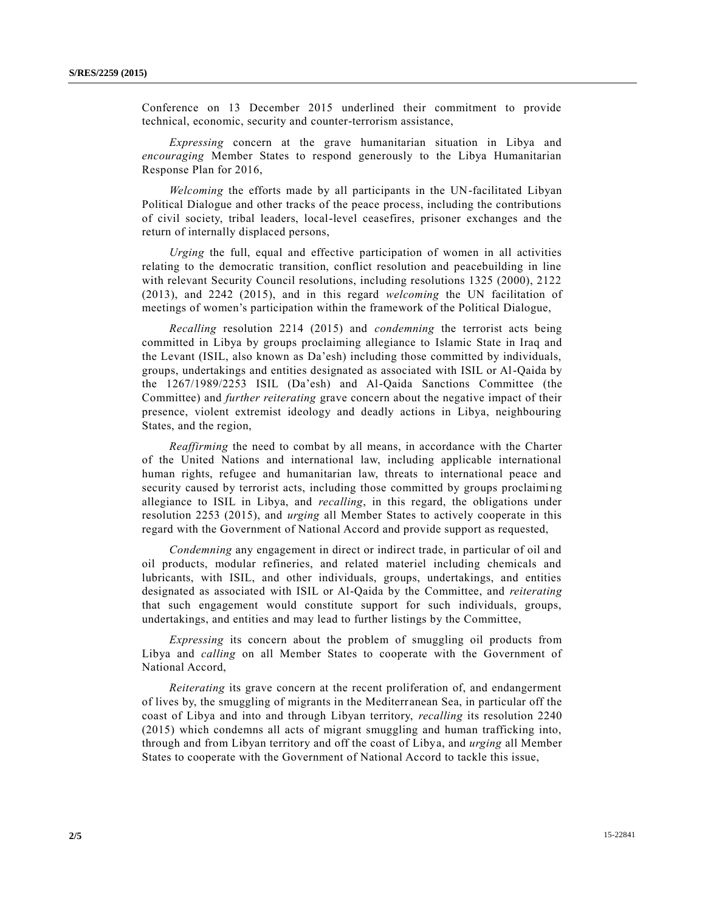Conference on 13 December 2015 underlined their commitment to provide technical, economic, security and counter-terrorism assistance,

*Expressing* concern at the grave humanitarian situation in Libya and *encouraging* Member States to respond generously to the Libya Humanitarian Response Plan for 2016,

*Welcoming* the efforts made by all participants in the UN-facilitated Libyan Political Dialogue and other tracks of the peace process, including the contributions of civil society, tribal leaders, local-level ceasefires, prisoner exchanges and the return of internally displaced persons,

*Urging* the full, equal and effective participation of women in all activities relating to the democratic transition, conflict resolution and peacebuilding in line with relevant Security Council resolutions, including resolutions 1325 (2000), 2122 (2013), and 2242 (2015), and in this regard *welcoming* the UN facilitation of meetings of women's participation within the framework of the Political Dialogue,

*Recalling* resolution 2214 (2015) and *condemning* the terrorist acts being committed in Libya by groups proclaiming allegiance to Islamic State in Iraq and the Levant (ISIL, also known as Da'esh) including those committed by individuals, groups, undertakings and entities designated as associated with ISIL or Al-Qaida by the 1267/1989/2253 ISIL (Da'esh) and Al-Qaida Sanctions Committee (the Committee) and *further reiterating* grave concern about the negative impact of their presence, violent extremist ideology and deadly actions in Libya, neighbouring States, and the region,

*Reaffirming* the need to combat by all means, in accordance with the Charter of the United Nations and international law, including applicable international human rights, refugee and humanitarian law, threats to international peace and security caused by terrorist acts, including those committed by groups proclaiming allegiance to ISIL in Libya, and *recalling*, in this regard, the obligations under resolution 2253 (2015), and *urging* all Member States to actively cooperate in this regard with the Government of National Accord and provide support as requested,

*Condemning* any engagement in direct or indirect trade, in particular of oil and oil products, modular refineries, and related materiel including chemicals and lubricants, with ISIL, and other individuals, groups, undertakings, and entities designated as associated with ISIL or Al-Qaida by the Committee, and *reiterating* that such engagement would constitute support for such individuals, groups, undertakings, and entities and may lead to further listings by the Committee,

*Expressing* its concern about the problem of smuggling oil products from Libya and *calling* on all Member States to cooperate with the Government of National Accord,

*Reiterating* its grave concern at the recent proliferation of, and endangerment of lives by, the smuggling of migrants in the Mediterranean Sea, in particular off the coast of Libya and into and through Libyan territory, *recalling* its resolution 2240 (2015) which condemns all acts of migrant smuggling and human trafficking into, through and from Libyan territory and off the coast of Libya, and *urging* all Member States to cooperate with the Government of National Accord to tackle this issue,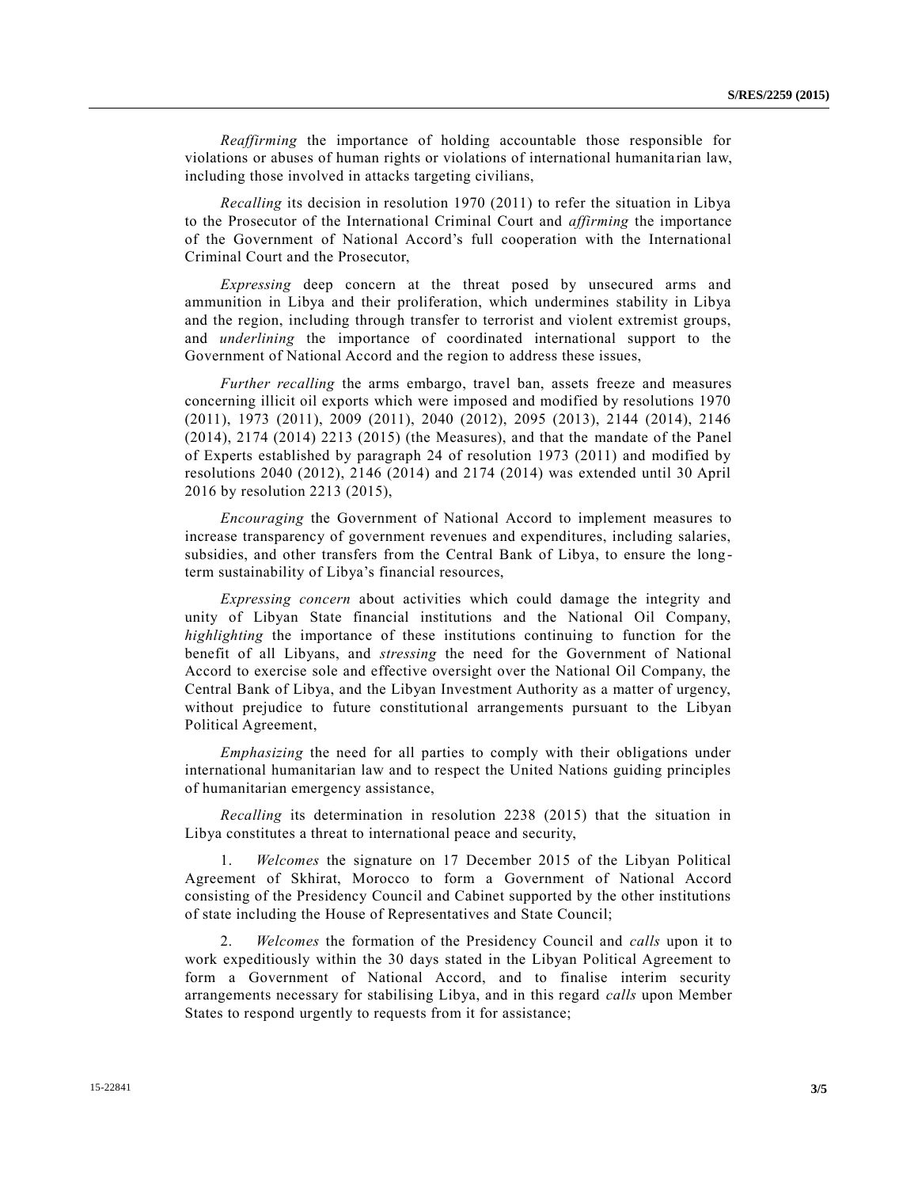*Reaffirming* the importance of holding accountable those responsible for violations or abuses of human rights or violations of international humanitarian law, including those involved in attacks targeting civilians,

*Recalling* its decision in resolution 1970 (2011) to refer the situation in Libya to the Prosecutor of the International Criminal Court and *affirming* the importance of the Government of National Accord's full cooperation with the International Criminal Court and the Prosecutor,

*Expressing* deep concern at the threat posed by unsecured arms and ammunition in Libya and their proliferation, which undermines stability in Libya and the region, including through transfer to terrorist and violent extremist groups, and *underlining* the importance of coordinated international support to the Government of National Accord and the region to address these issues,

*Further recalling* the arms embargo, travel ban, assets freeze and measures concerning illicit oil exports which were imposed and modified by resolutions 1970 (2011), 1973 (2011), 2009 (2011), 2040 (2012), 2095 (2013), 2144 (2014), 2146 (2014), 2174 (2014) 2213 (2015) (the Measures), and that the mandate of the Panel of Experts established by paragraph 24 of resolution 1973 (2011) and modified by resolutions 2040 (2012), 2146 (2014) and 2174 (2014) was extended until 30 April 2016 by resolution 2213 (2015),

*Encouraging* the Government of National Accord to implement measures to increase transparency of government revenues and expenditures, including salaries, subsidies, and other transfers from the Central Bank of Libya, to ensure the long-term sustainability of Libya's financial resources,

*Expressing concern* about activities which could damage the integrity and unity of Libyan State financial institutions and the National Oil Company, *highlighting* the importance of these institutions continuing to function for the benefit of all Libyans, and *stressing* the need for the Government of National Accord to exercise sole and effective oversight over the National Oil Company, the Central Bank of Libya, and the Libyan Investment Authority as a matter of urgency, without prejudice to future constitutional arrangements pursuant to the Libyan Political Agreement,

*Emphasizing* the need for all parties to comply with their obligations under international humanitarian law and to respect the United Nations guiding principles of humanitarian emergency assistance,

*Recalling* its determination in resolution 2238 (2015) that the situation in Libya constitutes a threat to international peace and security,

1. *Welcomes* the signature on 17 December 2015 of the Libyan Political Agreement of Skhirat, Morocco to form a Government of National Accord consisting of the Presidency Council and Cabinet supported by the other institutions of state including the House of Representatives and State Council;

2. *Welcomes* the formation of the Presidency Council and *calls* upon it to work expeditiously within the 30 days stated in the Libyan Political Agreement to form a Government of National Accord, and to finalise interim security arrangements necessary for stabilising Libya, and in this regard *calls* upon Member States to respond urgently to requests from it for assistance;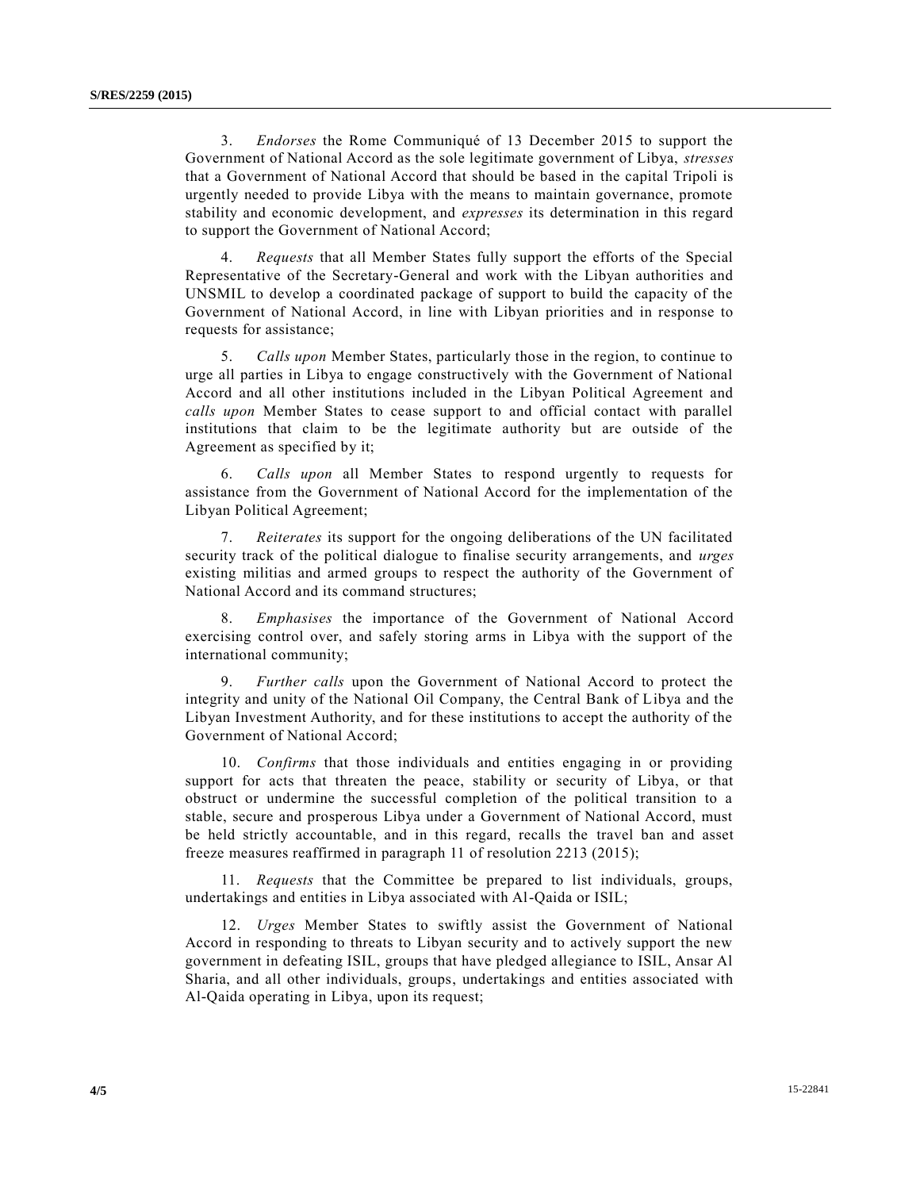3. *Endorses* the Rome Communiqué of 13 December 2015 to support the Government of National Accord as the sole legitimate government of Libya, *stresses* that a Government of National Accord that should be based in the capital Tripoli is urgently needed to provide Libya with the means to maintain governance, promote stability and economic development, and *expresses* its determination in this regard to support the Government of National Accord;

4. *Requests* that all Member States fully support the efforts of the Special Representative of the Secretary-General and work with the Libyan authorities and UNSMIL to develop a coordinated package of support to build the capacity of the Government of National Accord, in line with Libyan priorities and in response to requests for assistance;

5. *Calls upon* Member States, particularly those in the region, to continue to urge all parties in Libya to engage constructively with the Government of National Accord and all other institutions included in the Libyan Political Agreement and *calls upon* Member States to cease support to and official contact with parallel institutions that claim to be the legitimate authority but are outside of the Agreement as specified by it;

6. *Calls upon* all Member States to respond urgently to requests for assistance from the Government of National Accord for the implementation of the Libyan Political Agreement;

7. *Reiterates* its support for the ongoing deliberations of the UN facilitated security track of the political dialogue to finalise security arrangements, and *urges* existing militias and armed groups to respect the authority of the Government of National Accord and its command structures;

8. *Emphasises* the importance of the Government of National Accord exercising control over, and safely storing arms in Libya with the support of the international community;

9. *Further calls* upon the Government of National Accord to protect the integrity and unity of the National Oil Company, the Central Bank of Libya and the Libyan Investment Authority, and for these institutions to accept the authority of the Government of National Accord;

10. *Confirms* that those individuals and entities engaging in or providing support for acts that threaten the peace, stability or security of Libya, or that obstruct or undermine the successful completion of the political transition to a stable, secure and prosperous Libya under a Government of National Accord, must be held strictly accountable, and in this regard, recalls the travel ban and asset freeze measures reaffirmed in paragraph 11 of resolution 2213 (2015);

11. *Requests* that the Committee be prepared to list individuals, groups, undertakings and entities in Libya associated with Al-Qaida or ISIL;

12. *Urges* Member States to swiftly assist the Government of National Accord in responding to threats to Libyan security and to actively support the new government in defeating ISIL, groups that have pledged allegiance to ISIL, Ansar Al Sharia, and all other individuals, groups, undertakings and entities associated with Al-Qaida operating in Libya, upon its request;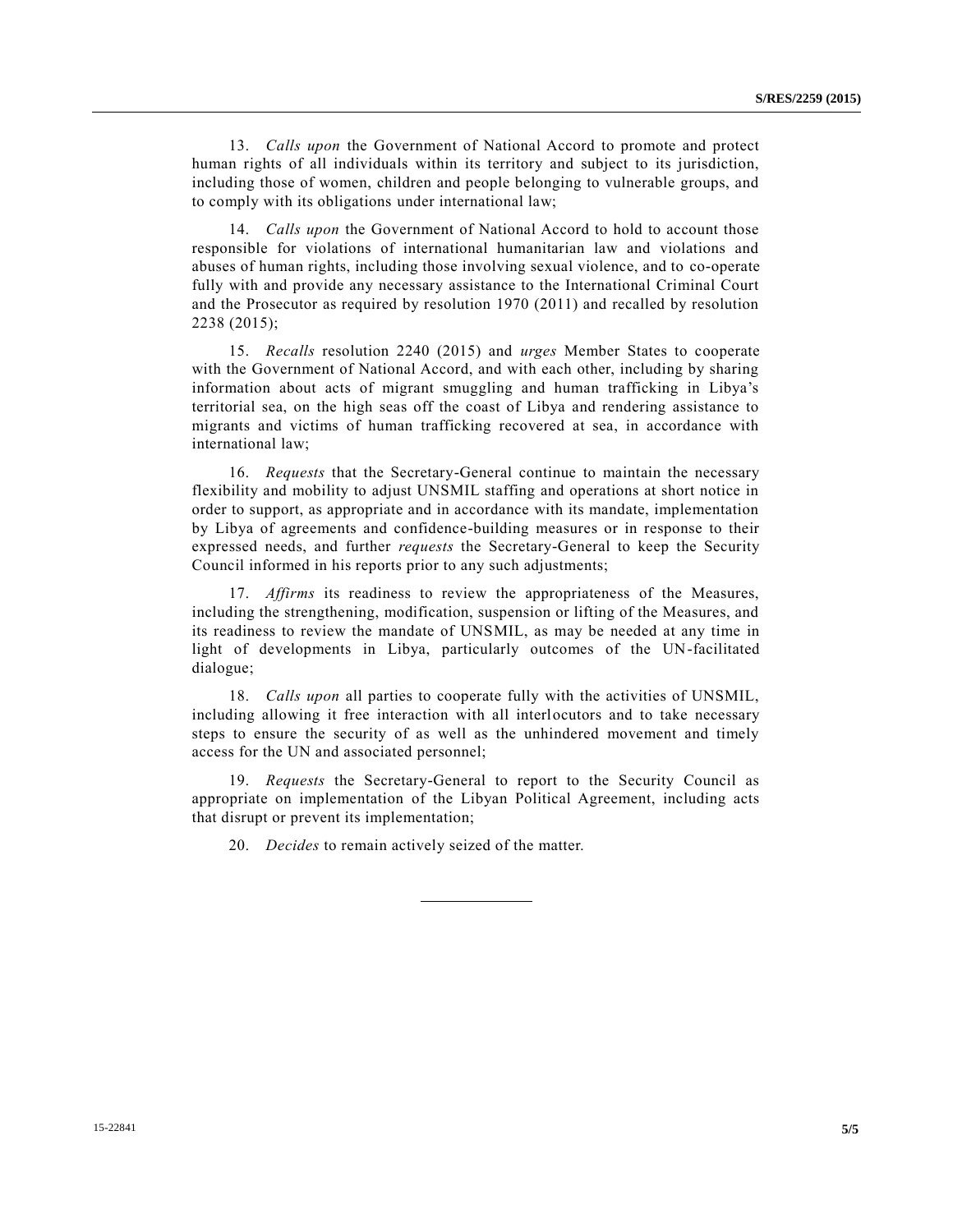13. *Calls upon* the Government of National Accord to promote and protect human rights of all individuals within its territory and subject to its jurisdiction, including those of women, children and people belonging to vulnerable groups, and to comply with its obligations under international law;

14. *Calls upon* the Government of National Accord to hold to account those responsible for violations of international humanitarian law and violations and abuses of human rights, including those involving sexual violence, and to co-operate fully with and provide any necessary assistance to the International Criminal Court and the Prosecutor as required by resolution 1970 (2011) and recalled by resolution 2238 (2015);

15. *Recalls* resolution 2240 (2015) and *urges* Member States to cooperate with the Government of National Accord, and with each other, including by sharing information about acts of migrant smuggling and human trafficking in Libya's territorial sea, on the high seas off the coast of Libya and rendering assistance to migrants and victims of human trafficking recovered at sea, in accordance with international law;

16. *Requests* that the Secretary-General continue to maintain the necessary flexibility and mobility to adjust UNSMIL staffing and operations at short notice in order to support, as appropriate and in accordance with its mandate, implementation by Libya of agreements and confidence-building measures or in response to their expressed needs, and further *requests* the Secretary-General to keep the Security Council informed in his reports prior to any such adjustments;

17. *Affirms* its readiness to review the appropriateness of the Measures, including the strengthening, modification, suspension or lifting of the Measures, and its readiness to review the mandate of UNSMIL, as may be needed at any time in light of developments in Libya, particularly outcomes of the UN-facilitated dialogue;

18. *Calls upon* all parties to cooperate fully with the activities of UNSMIL, including allowing it free interaction with all interlocutors and to take necessary steps to ensure the security of as well as the unhindered movement and timely access for the UN and associated personnel;

19. *Requests* the Secretary-General to report to the Security Council as appropriate on implementation of the Libyan Political Agreement, including acts that disrupt or prevent its implementation;

20. *Decides* to remain actively seized of the matter.